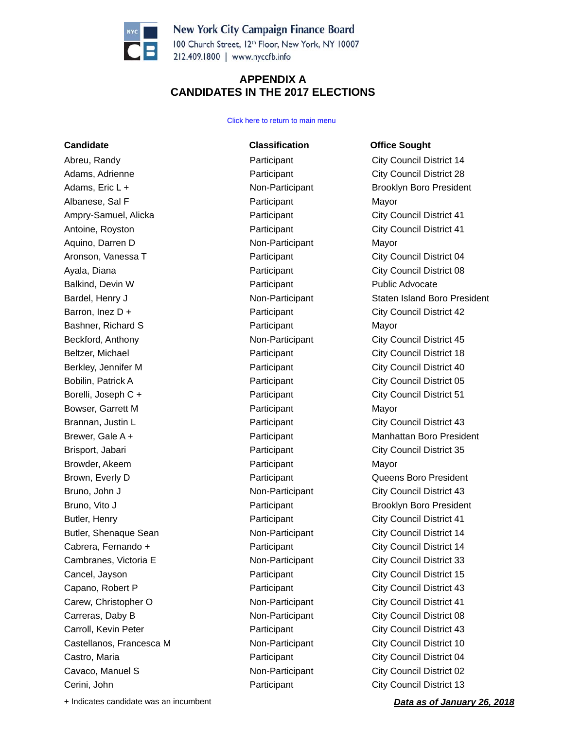New York City Campaign Finance Board
100 Church Street, 12th Floor, New York, NY 10007
212.409.1800 | www.nyccfb.info

# APPENDIX A
# CANDIDATES IN THE 2017 ELECTIONS

Click here to return to main menu

| Candidate | Classification | Office Sought |
|---|---|---|
| Abreu, Randy | Participant | City Council District 14 |
| Adams, Adrienne | Participant | City Council District 28 |
| Adams, Eric L + | Non-Participant | Brooklyn Boro President |
| Albanese, Sal F | Participant | Mayor |
| Ampry-Samuel, Alicka | Participant | City Council District 41 |
| Antoine, Royston | Participant | City Council District 41 |
| Aquino, Darren D | Non-Participant | Mayor |
| Aronson, Vanessa T | Participant | City Council District 04 |
| Ayala, Diana | Participant | City Council District 08 |
| Balkind, Devin W | Participant | Public Advocate |
| Bardel, Henry J | Non-Participant | Staten Island Boro President |
| Barron, Inez D + | Participant | City Council District 42 |
| Bashner, Richard S | Participant | Mayor |
| Beckford, Anthony | Non-Participant | City Council District 45 |
| Beltzer, Michael | Participant | City Council District 18 |
| Berkley, Jennifer M | Participant | City Council District 40 |
| Bobilin, Patrick A | Participant | City Council District 05 |
| Borelli, Joseph C + | Participant | City Council District 51 |
| Bowser, Garrett M | Participant | Mayor |
| Brannan, Justin L | Participant | City Council District 43 |
| Brewer, Gale A + | Participant | Manhattan Boro President |
| Brisport, Jabari | Participant | City Council District 35 |
| Browder, Akeem | Participant | Mayor |
| Brown, Everly D | Participant | Queens Boro President |
| Bruno, John J | Non-Participant | City Council District 43 |
| Bruno, Vito J | Participant | Brooklyn Boro President |
| Butler, Henry | Participant | City Council District 41 |
| Butler, Shenaque Sean | Non-Participant | City Council District 14 |
| Cabrera, Fernando + | Participant | City Council District 14 |
| Cambranes, Victoria E | Non-Participant | City Council District 33 |
| Cancel, Jayson | Participant | City Council District 15 |
| Capano, Robert P | Participant | City Council District 43 |
| Carew, Christopher O | Non-Participant | City Council District 41 |
| Carreras, Daby B | Non-Participant | City Council District 08 |
| Carroll, Kevin Peter | Participant | City Council District 43 |
| Castellanos, Francesca M | Non-Participant | City Council District 10 |
| Castro, Maria | Participant | City Council District 04 |
| Cavaco, Manuel S | Non-Participant | City Council District 02 |
| Cerini, John | Participant | City Council District 13 |

+ Indicates candidate was an incumbent

***Data as of January 26, 2018***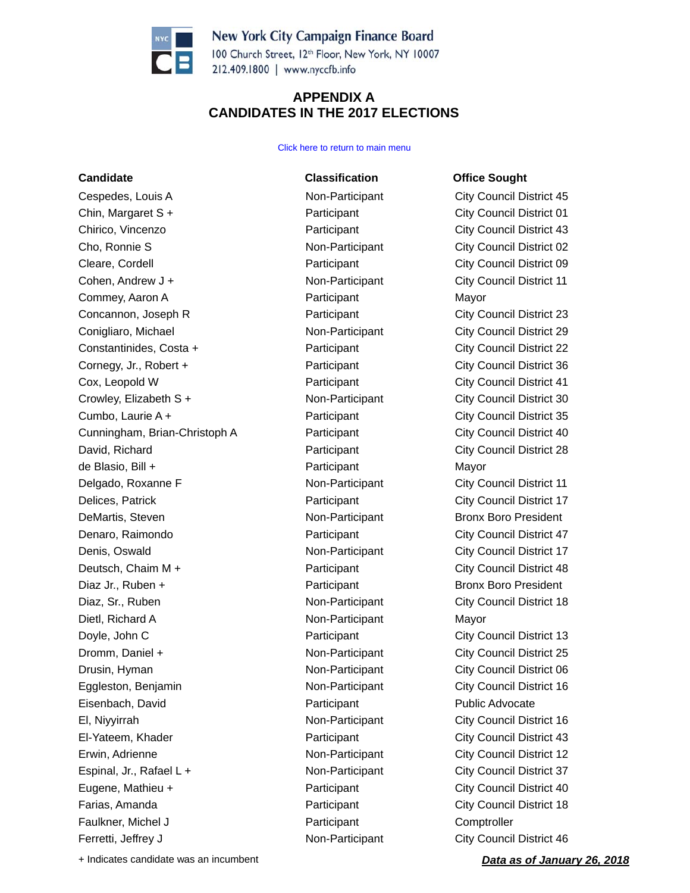New York City Campaign Finance Board
100 Church Street, 12th Floor, New York, NY 10007
212.409.1800 | www.nyccfb.info

## APPENDIX A
## CANDIDATES IN THE 2017 ELECTIONS

Click here to return to main menu

| Candidate | Classification | Office Sought |
|---|---|---|
| Cespedes, Louis A | Non-Participant | City Council District 45 |
| Chin, Margaret S + | Participant | City Council District 01 |
| Chirico, Vincenzo | Participant | City Council District 43 |
| Cho, Ronnie S | Non-Participant | City Council District 02 |
| Cleare, Cordell | Participant | City Council District 09 |
| Cohen, Andrew J + | Non-Participant | City Council District 11 |
| Commey, Aaron A | Participant | Mayor |
| Concannon, Joseph R | Participant | City Council District 23 |
| Conigliaro, Michael | Non-Participant | City Council District 29 |
| Constantinides, Costa + | Participant | City Council District 22 |
| Cornegy, Jr., Robert + | Participant | City Council District 36 |
| Cox, Leopold W | Participant | City Council District 41 |
| Crowley, Elizabeth S + | Non-Participant | City Council District 30 |
| Cumbo, Laurie A + | Participant | City Council District 35 |
| Cunningham, Brian-Christoph A | Participant | City Council District 40 |
| David, Richard | Participant | City Council District 28 |
| de Blasio, Bill + | Participant | Mayor |
| Delgado, Roxanne F | Non-Participant | City Council District 11 |
| Delices, Patrick | Participant | City Council District 17 |
| DeMartis, Steven | Non-Participant | Bronx Boro President |
| Denaro, Raimondo | Participant | City Council District 47 |
| Denis, Oswald | Non-Participant | City Council District 17 |
| Deutsch, Chaim M + | Participant | City Council District 48 |
| Diaz Jr., Ruben + | Participant | Bronx Boro President |
| Diaz, Sr., Ruben | Non-Participant | City Council District 18 |
| Dietl, Richard A | Non-Participant | Mayor |
| Doyle, John C | Participant | City Council District 13 |
| Dromm, Daniel + | Non-Participant | City Council District 25 |
| Drusin, Hyman | Non-Participant | City Council District 06 |
| Eggleston, Benjamin | Non-Participant | City Council District 16 |
| Eisenbach, David | Participant | Public Advocate |
| El, Niyyirrah | Non-Participant | City Council District 16 |
| El-Yateem, Khader | Participant | City Council District 43 |
| Erwin, Adrienne | Non-Participant | City Council District 12 |
| Espinal, Jr., Rafael L + | Non-Participant | City Council District 37 |
| Eugene, Mathieu + | Participant | City Council District 40 |
| Farias, Amanda | Participant | City Council District 18 |
| Faulkner, Michel J | Participant | Comptroller |
| Ferretti, Jeffrey J | Non-Participant | City Council District 46 |

+ Indicates candidate was an incumbent

***Data as of January 26, 2018***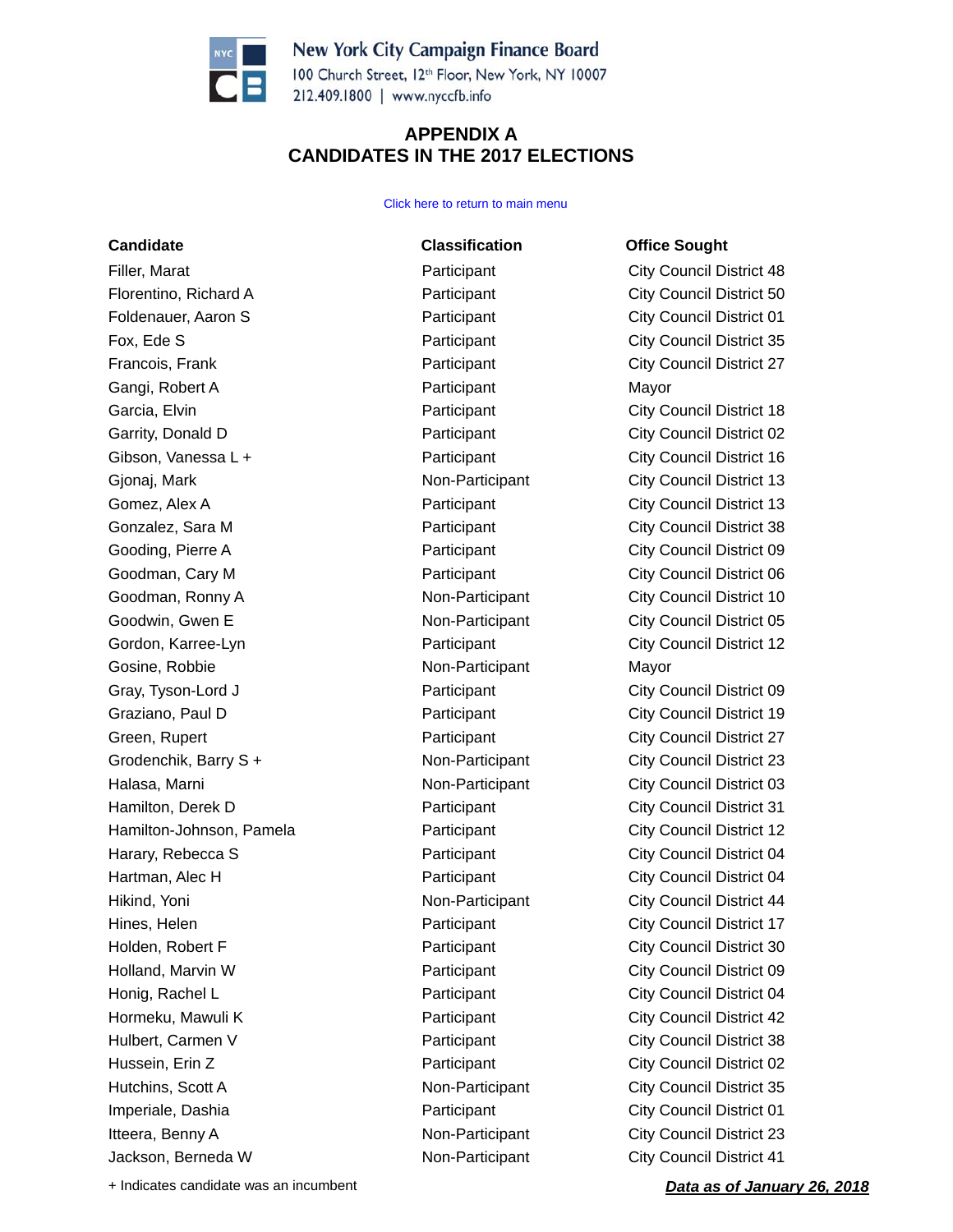New York City Campaign Finance Board
100 Church Street, 12th Floor, New York, NY 10007
212.409.1800 | www.nyccfb.info

## APPENDIX A
## CANDIDATES IN THE 2017 ELECTIONS

Click here to return to main menu

| Candidate | Classification | Office Sought |
|---|---|---|
| Filler, Marat | Participant | City Council District 48 |
| Florentino, Richard A | Participant | City Council District 50 |
| Foldenauer, Aaron S | Participant | City Council District 01 |
| Fox, Ede S | Participant | City Council District 35 |
| Francois, Frank | Participant | City Council District 27 |
| Gangi, Robert A | Participant | Mayor |
| Garcia, Elvin | Participant | City Council District 18 |
| Garrity, Donald D | Participant | City Council District 02 |
| Gibson, Vanessa L + | Participant | City Council District 16 |
| Gjonaj, Mark | Non-Participant | City Council District 13 |
| Gomez, Alex A | Participant | City Council District 13 |
| Gonzalez, Sara M | Participant | City Council District 38 |
| Gooding, Pierre A | Participant | City Council District 09 |
| Goodman, Cary M | Participant | City Council District 06 |
| Goodman, Ronny A | Non-Participant | City Council District 10 |
| Goodwin, Gwen E | Non-Participant | City Council District 05 |
| Gordon, Karree-Lyn | Participant | City Council District 12 |
| Gosine, Robbie | Non-Participant | Mayor |
| Gray, Tyson-Lord J | Participant | City Council District 09 |
| Graziano, Paul D | Participant | City Council District 19 |
| Green, Rupert | Participant | City Council District 27 |
| Grodenchik, Barry S + | Non-Participant | City Council District 23 |
| Halasa, Marni | Non-Participant | City Council District 03 |
| Hamilton, Derek D | Participant | City Council District 31 |
| Hamilton-Johnson, Pamela | Participant | City Council District 12 |
| Harary, Rebecca S | Participant | City Council District 04 |
| Hartman, Alec H | Participant | City Council District 04 |
| Hikind, Yoni | Non-Participant | City Council District 44 |
| Hines, Helen | Participant | City Council District 17 |
| Holden, Robert F | Participant | City Council District 30 |
| Holland, Marvin W | Participant | City Council District 09 |
| Honig, Rachel L | Participant | City Council District 04 |
| Hormeku, Mawuli K | Participant | City Council District 42 |
| Hulbert, Carmen V | Participant | City Council District 38 |
| Hussein, Erin Z | Participant | City Council District 02 |
| Hutchins, Scott A | Non-Participant | City Council District 35 |
| Imperiale, Dashia | Participant | City Council District 01 |
| Itteera, Benny A | Non-Participant | City Council District 23 |
| Jackson, Berneda W | Non-Participant | City Council District 41 |

+ Indicates candidate was an incumbent

***Data as of January 26, 2018***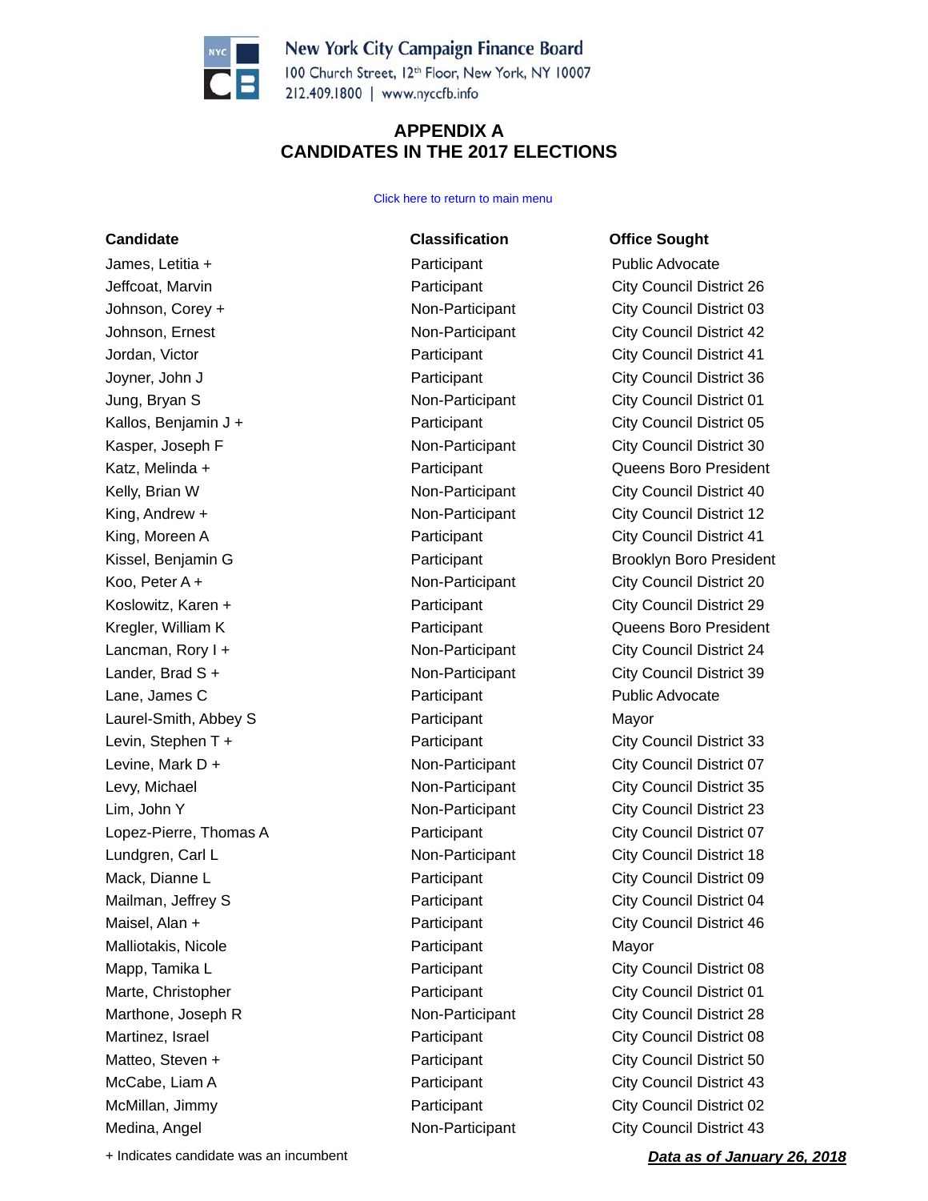New York City Campaign Finance Board
100 Church Street, 12th Floor, New York, NY 10007
212.409.1800 | www.nyccfb.info

## APPENDIX A
## CANDIDATES IN THE 2017 ELECTIONS

Click here to return to main menu

| Candidate | Classification | Office Sought |
|---|---|---|
| James, Letitia + | Participant | Public Advocate |
| Jeffcoat, Marvin | Participant | City Council District 26 |
| Johnson, Corey + | Non-Participant | City Council District 03 |
| Johnson, Ernest | Non-Participant | City Council District 42 |
| Jordan, Victor | Participant | City Council District 41 |
| Joyner, John J | Participant | City Council District 36 |
| Jung, Bryan S | Non-Participant | City Council District 01 |
| Kallos, Benjamin J + | Participant | City Council District 05 |
| Kasper, Joseph F | Non-Participant | City Council District 30 |
| Katz, Melinda + | Participant | Queens Boro President |
| Kelly, Brian W | Non-Participant | City Council District 40 |
| King, Andrew + | Non-Participant | City Council District 12 |
| King, Moreen A | Participant | City Council District 41 |
| Kissel, Benjamin G | Participant | Brooklyn Boro President |
| Koo, Peter A + | Non-Participant | City Council District 20 |
| Koslowitz, Karen + | Participant | City Council District 29 |
| Kregler, William K | Participant | Queens Boro President |
| Lancman, Rory I + | Non-Participant | City Council District 24 |
| Lander, Brad S + | Non-Participant | City Council District 39 |
| Lane, James C | Participant | Public Advocate |
| Laurel-Smith, Abbey S | Participant | Mayor |
| Levin, Stephen T + | Participant | City Council District 33 |
| Levine, Mark D + | Non-Participant | City Council District 07 |
| Levy, Michael | Non-Participant | City Council District 35 |
| Lim, John Y | Non-Participant | City Council District 23 |
| Lopez-Pierre, Thomas A | Participant | City Council District 07 |
| Lundgren, Carl L | Non-Participant | City Council District 18 |
| Mack, Dianne L | Participant | City Council District 09 |
| Mailman, Jeffrey S | Participant | City Council District 04 |
| Maisel, Alan + | Participant | City Council District 46 |
| Malliotakis, Nicole | Participant | Mayor |
| Mapp, Tamika L | Participant | City Council District 08 |
| Marte, Christopher | Participant | City Council District 01 |
| Marthone, Joseph R | Non-Participant | City Council District 28 |
| Martinez, Israel | Participant | City Council District 08 |
| Matteo, Steven + | Participant | City Council District 50 |
| McCabe, Liam A | Participant | City Council District 43 |
| McMillan, Jimmy | Participant | City Council District 02 |
| Medina, Angel | Non-Participant | City Council District 43 |

+ Indicates candidate was an incumbent

***Data as of January 26, 2018***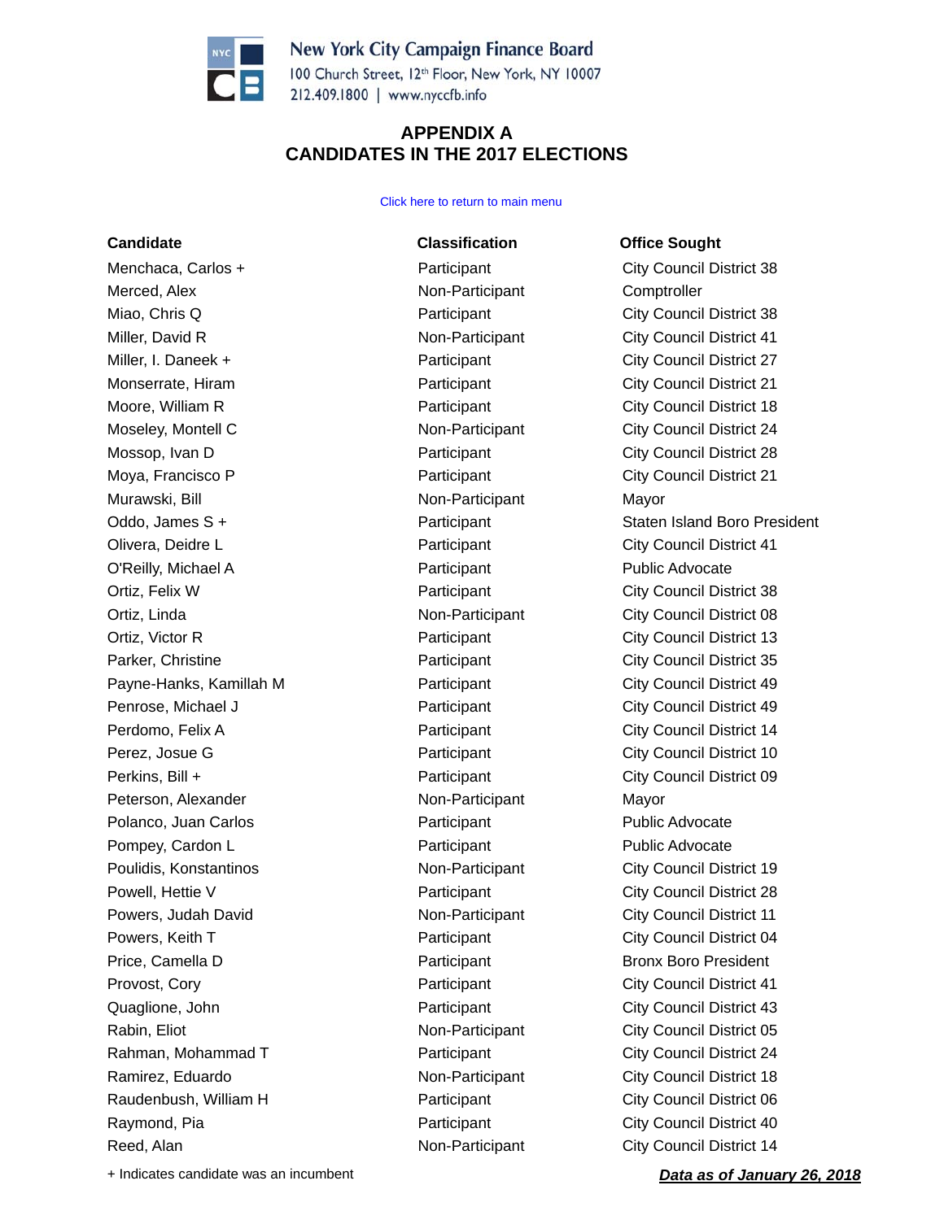**New York City Campaign Finance Board**
100 Church Street, 12th Floor, New York, NY 10007
212.409.1800 | www.nyccfb.info

## APPENDIX A
## CANDIDATES IN THE 2017 ELECTIONS

Click here to return to main menu

| Candidate | Classification | Office Sought |
|---|---|---|
| Menchaca, Carlos + | Participant | City Council District 38 |
| Merced, Alex | Non-Participant | Comptroller |
| Miao, Chris Q | Participant | City Council District 38 |
| Miller, David R | Non-Participant | City Council District 41 |
| Miller, I. Daneek + | Participant | City Council District 27 |
| Monserrate, Hiram | Participant | City Council District 21 |
| Moore, William R | Participant | City Council District 18 |
| Moseley, Montell C | Non-Participant | City Council District 24 |
| Mossop, Ivan D | Participant | City Council District 28 |
| Moya, Francisco P | Participant | City Council District 21 |
| Murawski, Bill | Non-Participant | Mayor |
| Oddo, James S + | Participant | Staten Island Boro President |
| Olivera, Deidre L | Participant | City Council District 41 |
| O'Reilly, Michael A | Participant | Public Advocate |
| Ortiz, Felix W | Participant | City Council District 38 |
| Ortiz, Linda | Non-Participant | City Council District 08 |
| Ortiz, Victor R | Participant | City Council District 13 |
| Parker, Christine | Participant | City Council District 35 |
| Payne-Hanks, Kamillah M | Participant | City Council District 49 |
| Penrose, Michael J | Participant | City Council District 49 |
| Perdomo, Felix A | Participant | City Council District 14 |
| Perez, Josue G | Participant | City Council District 10 |
| Perkins, Bill + | Participant | City Council District 09 |
| Peterson, Alexander | Non-Participant | Mayor |
| Polanco, Juan Carlos | Participant | Public Advocate |
| Pompey, Cardon L | Participant | Public Advocate |
| Poulidis, Konstantinos | Non-Participant | City Council District 19 |
| Powell, Hettie V | Participant | City Council District 28 |
| Powers, Judah David | Non-Participant | City Council District 11 |
| Powers, Keith T | Participant | City Council District 04 |
| Price, Camella D | Participant | Bronx Boro President |
| Provost, Cory | Participant | City Council District 41 |
| Quaglione, John | Participant | City Council District 43 |
| Rabin, Eliot | Non-Participant | City Council District 05 |
| Rahman, Mohammad T | Participant | City Council District 24 |
| Ramirez, Eduardo | Non-Participant | City Council District 18 |
| Raudenbush, William H | Participant | City Council District 06 |
| Raymond, Pia | Participant | City Council District 40 |
| Reed, Alan | Non-Participant | City Council District 14 |

\+ Indicates candidate was an incumbent

***Data as of January 26, 2018***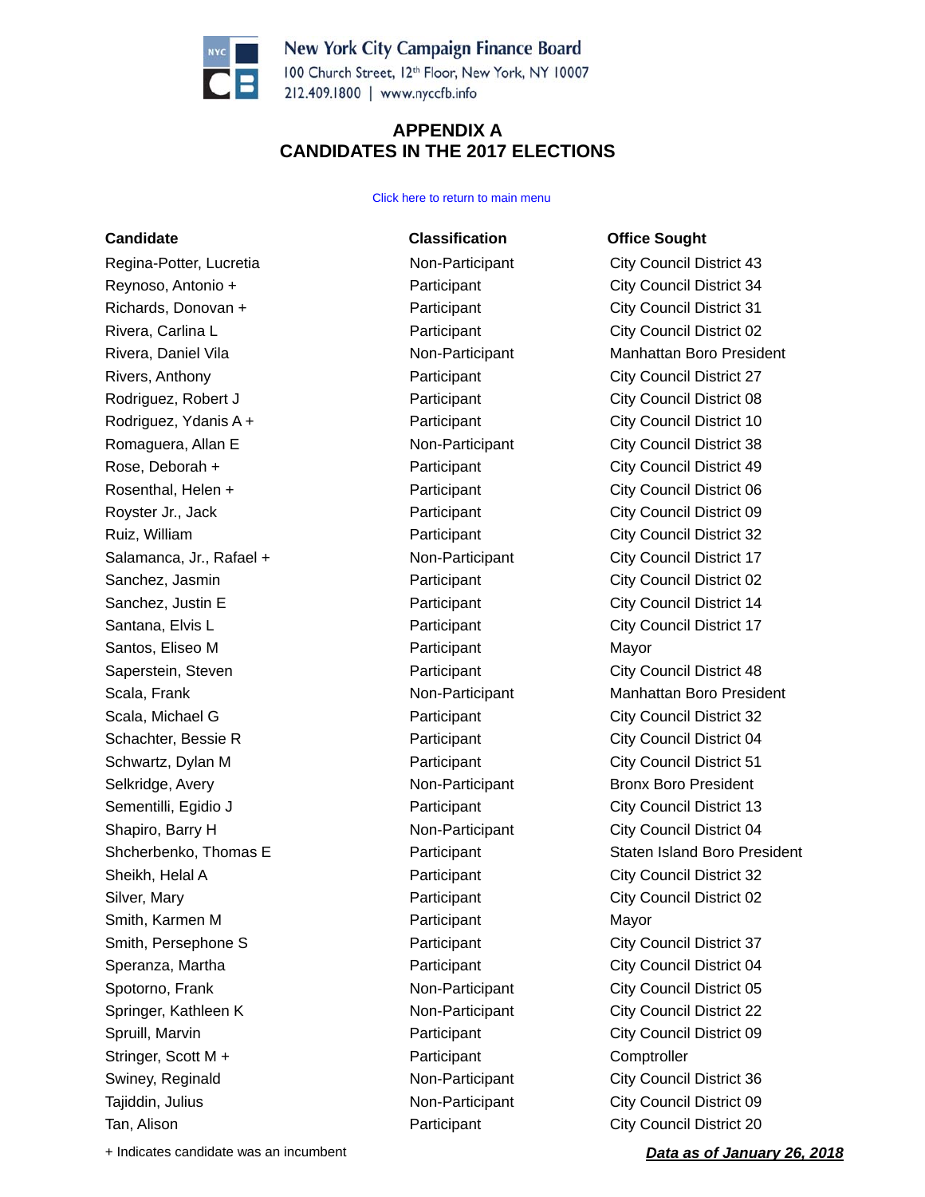New York City Campaign Finance Board
100 Church Street, 12th Floor, New York, NY 10007
212.409.1800 | www.nyccfb.info

## APPENDIX A
## CANDIDATES IN THE 2017 ELECTIONS

Click here to return to main menu

| Candidate | Classification | Office Sought |
|---|---|---|
| Regina-Potter, Lucretia | Non-Participant | City Council District 43 |
| Reynoso, Antonio + | Participant | City Council District 34 |
| Richards, Donovan + | Participant | City Council District 31 |
| Rivera, Carlina L | Participant | City Council District 02 |
| Rivera, Daniel Vila | Non-Participant | Manhattan Boro President |
| Rivers, Anthony | Participant | City Council District 27 |
| Rodriguez, Robert J | Participant | City Council District 08 |
| Rodriguez, Ydanis A + | Participant | City Council District 10 |
| Romaguera, Allan E | Non-Participant | City Council District 38 |
| Rose, Deborah + | Participant | City Council District 49 |
| Rosenthal, Helen + | Participant | City Council District 06 |
| Royster Jr., Jack | Participant | City Council District 09 |
| Ruiz, William | Participant | City Council District 32 |
| Salamanca, Jr., Rafael + | Non-Participant | City Council District 17 |
| Sanchez, Jasmin | Participant | City Council District 02 |
| Sanchez, Justin E | Participant | City Council District 14 |
| Santana, Elvis L | Participant | City Council District 17 |
| Santos, Eliseo M | Participant | Mayor |
| Saperstein, Steven | Participant | City Council District 48 |
| Scala, Frank | Non-Participant | Manhattan Boro President |
| Scala, Michael G | Participant | City Council District 32 |
| Schachter, Bessie R | Participant | City Council District 04 |
| Schwartz, Dylan M | Participant | City Council District 51 |
| Selkridge, Avery | Non-Participant | Bronx Boro President |
| Sementilli, Egidio J | Participant | City Council District 13 |
| Shapiro, Barry H | Non-Participant | City Council District 04 |
| Shcherbenko, Thomas E | Participant | Staten Island Boro President |
| Sheikh, Helal A | Participant | City Council District 32 |
| Silver, Mary | Participant | City Council District 02 |
| Smith, Karmen M | Participant | Mayor |
| Smith, Persephone S | Participant | City Council District 37 |
| Speranza, Martha | Participant | City Council District 04 |
| Spotorno, Frank | Non-Participant | City Council District 05 |
| Springer, Kathleen K | Non-Participant | City Council District 22 |
| Spruill, Marvin | Participant | City Council District 09 |
| Stringer, Scott M + | Participant | Comptroller |
| Swiney, Reginald | Non-Participant | City Council District 36 |
| Tajiddin, Julius | Non-Participant | City Council District 09 |
| Tan, Alison | Participant | City Council District 20 |

+ Indicates candidate was an incumbent

***Data as of January 26, 2018***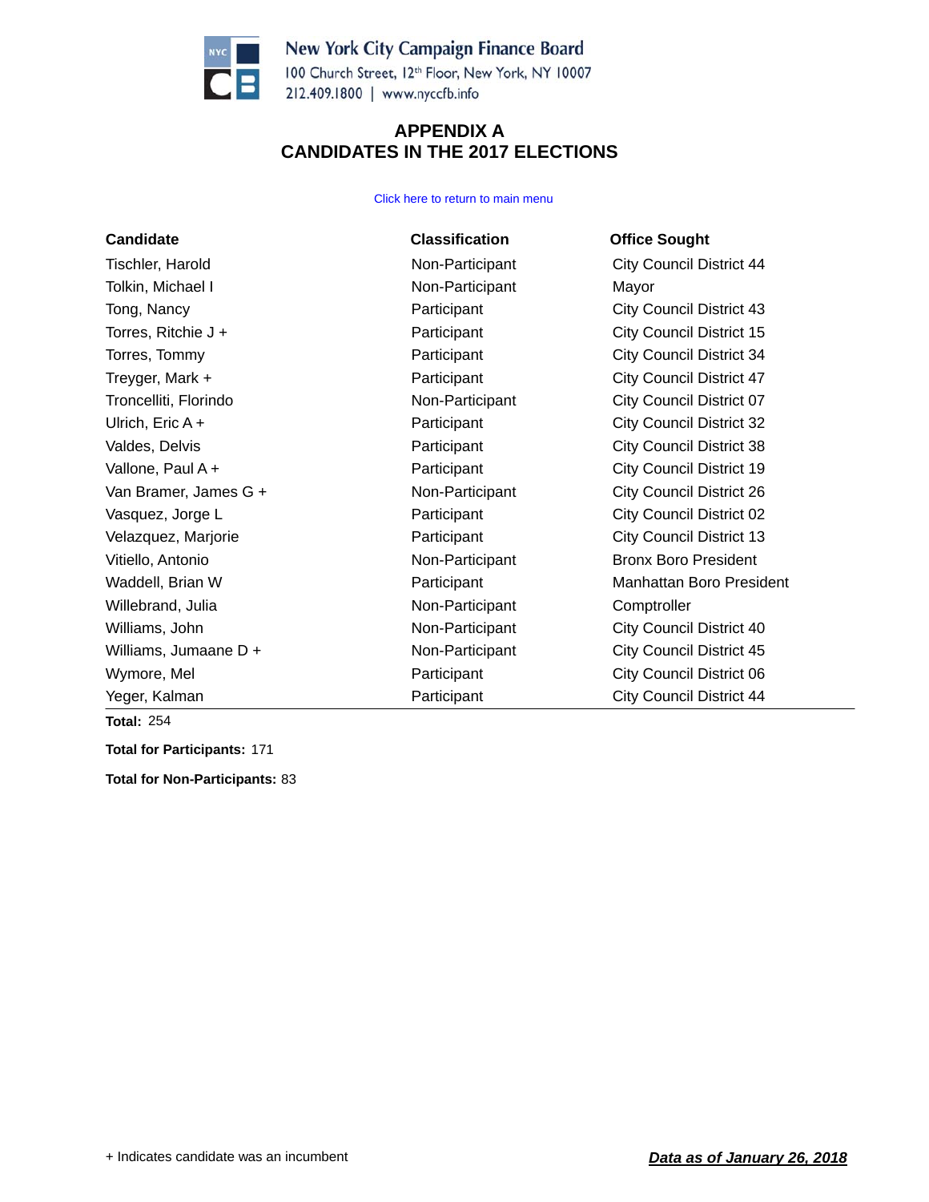New York City Campaign Finance Board
100 Church Street, 12th Floor, New York, NY 10007
212.409.1800 | www.nyccfb.info

## APPENDIX A
## CANDIDATES IN THE 2017 ELECTIONS

Click here to return to main menu

| Candidate | Classification | Office Sought |
|---|---|---|
| Tischler, Harold | Non-Participant | City Council District 44 |
| Tolkin, Michael I | Non-Participant | Mayor |
| Tong, Nancy | Participant | City Council District 43 |
| Torres, Ritchie J + | Participant | City Council District 15 |
| Torres, Tommy | Participant | City Council District 34 |
| Treyger, Mark + | Participant | City Council District 47 |
| Troncelliti, Florindo | Non-Participant | City Council District 07 |
| Ulrich, Eric A + | Participant | City Council District 32 |
| Valdes, Delvis | Participant | City Council District 38 |
| Vallone, Paul A + | Participant | City Council District 19 |
| Van Bramer, James G + | Non-Participant | City Council District 26 |
| Vasquez, Jorge L | Participant | City Council District 02 |
| Velazquez, Marjorie | Participant | City Council District 13 |
| Vitiello, Antonio | Non-Participant | Bronx Boro President |
| Waddell, Brian W | Participant | Manhattan Boro President |
| Willebrand, Julia | Non-Participant | Comptroller |
| Williams, John | Non-Participant | City Council District 40 |
| Williams, Jumaane D + | Non-Participant | City Council District 45 |
| Wymore, Mel | Participant | City Council District 06 |
| Yeger, Kalman | Participant | City Council District 44 |

**Total:** 254

**Total for Participants:** 171

**Total for Non-Participants:** 83

+ Indicates candidate was an incumbent

***Data as of January 26, 2018***